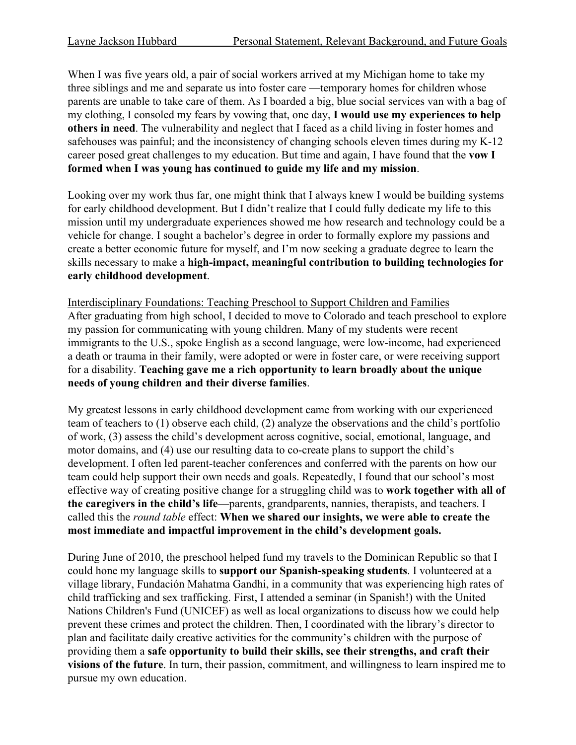When I was five years old, a pair of social workers arrived at my Michigan home to take my three siblings and me and separate us into foster care —temporary homes for children whose parents are unable to take care of them. As I boarded a big, blue social services van with a bag of my clothing, I consoled my fears by vowing that, one day, **I would use my experiences to help others in need**. The vulnerability and neglect that I faced as a child living in foster homes and safehouses was painful; and the inconsistency of changing schools eleven times during my K-12 career posed great challenges to my education. But time and again, I have found that the **vow I formed when I was young has continued to guide my life and my mission**.

Looking over my work thus far, one might think that I always knew I would be building systems for early childhood development. But I didn't realize that I could fully dedicate my life to this mission until my undergraduate experiences showed me how research and technology could be a vehicle for change. I sought a bachelor's degree in order to formally explore my passions and create a better economic future for myself, and I'm now seeking a graduate degree to learn the skills necessary to make a **high-impact, meaningful contribution to building technologies for early childhood development**.

## Interdisciplinary Foundations: Teaching Preschool to Support Children and Families

After graduating from high school, I decided to move to Colorado and teach preschool to explore my passion for communicating with young children. Many of my students were recent immigrants to the U.S., spoke English as a second language, were low-income, had experienced a death or trauma in their family, were adopted or were in foster care, or were receiving support for a disability. **Teaching gave me a rich opportunity to learn broadly about the unique needs of young children and their diverse families**.

My greatest lessons in early childhood development came from working with our experienced team of teachers to (1) observe each child, (2) analyze the observations and the child's portfolio of work, (3) assess the child's development across cognitive, social, emotional, language, and motor domains, and (4) use our resulting data to co-create plans to support the child's development. I often led parent-teacher conferences and conferred with the parents on how our team could help support their own needs and goals. Repeatedly, I found that our school's most effective way of creating positive change for a struggling child was to **work together with all of the caregivers in the child's life**—parents, grandparents, nannies, therapists, and teachers. I called this the *round table* effect: **When we shared our insights, we were able to create the most immediate and impactful improvement in the child's development goals.**

During June of 2010, the preschool helped fund my travels to the Dominican Republic so that I could hone my language skills to **support our Spanish-speaking students**. I volunteered at a village library, Fundación Mahatma Gandhi, in a community that was experiencing high rates of child trafficking and sex trafficking. First, I attended a seminar (in Spanish!) with the United Nations Children's Fund (UNICEF) as well as local organizations to discuss how we could help prevent these crimes and protect the children. Then, I coordinated with the library's director to plan and facilitate daily creative activities for the community's children with the purpose of providing them a **safe opportunity to build their skills, see their strengths, and craft their visions of the future**. In turn, their passion, commitment, and willingness to learn inspired me to pursue my own education.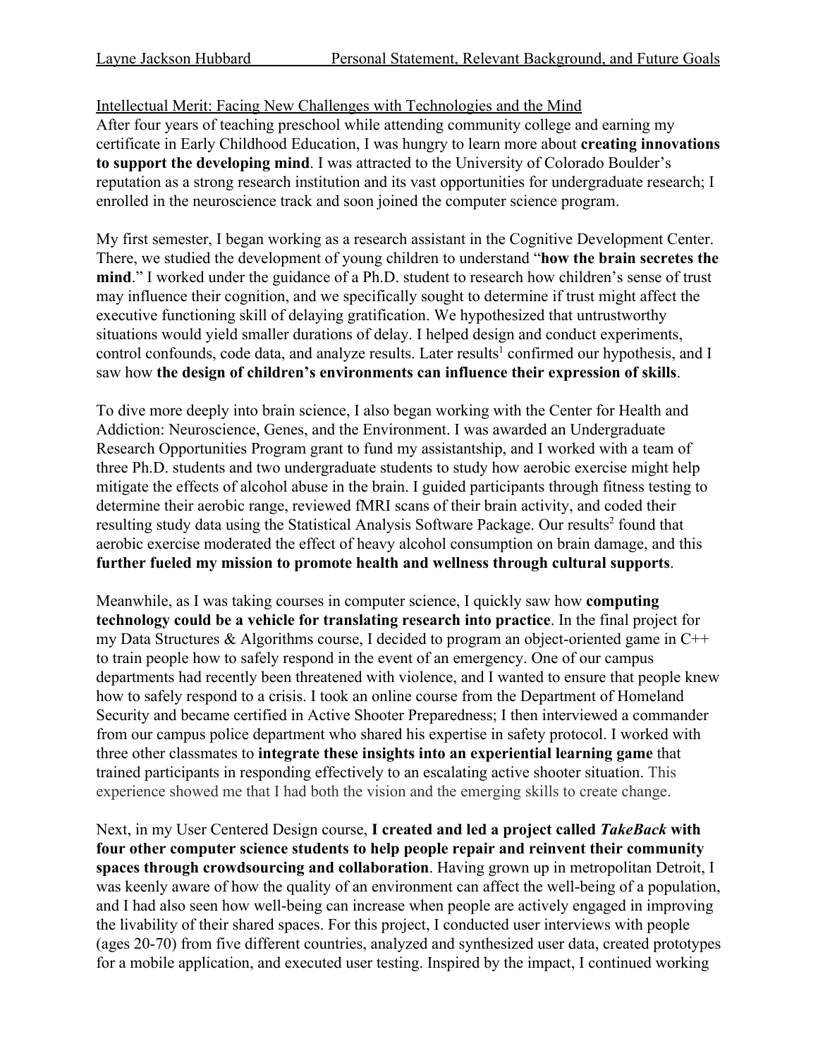Intellectual Merit: Facing New Challenges with Technologies and the Mind

After four years of teaching preschool while attending community college and earning my certificate in Early Childhood Education, I was hungry to learn more about **creating innovations to support the developing mind**. I was attracted to the University of Colorado Boulder's reputation as a strong research institution and its vast opportunities for undergraduate research; I enrolled in the neuroscience track and soon joined the computer science program.

My first semester, I began working as a research assistant in the Cognitive Development Center. There, we studied the development of young children to understand "**how the brain secretes the mind**." I worked under the guidance of a Ph.D. student to research how children's sense of trust may influence their cognition, and we specifically sought to determine if trust might affect the executive functioning skill of delaying gratification. We hypothesized that untrustworthy situations would yield smaller durations of delay. I helped design and conduct experiments, control confounds, code data, and analyze results. Later results[1] confirmed our hypothesis, and I saw how **the design of children's environments can influence their expression of skills**.

To dive more deeply into brain science, I also began working with the Center for Health and Addiction: Neuroscience, Genes, and the Environment. I was awarded an Undergraduate Research Opportunities Program grant to fund my assistantship, and I worked with a team of three Ph.D. students and two undergraduate students to study how aerobic exercise might help mitigate the effects of alcohol abuse in the brain. I guided participants through fitness testing to determine their aerobic range, reviewed fMRI scans of their brain activity, and coded their resulting study data using the Statistical Analysis Software Package. Our results[2] found that aerobic exercise moderated the effect of heavy alcohol consumption on brain damage, and this **further fueled my mission to promote health and wellness through cultural supports**.

Meanwhile, as I was taking courses in computer science, I quickly saw how **computing technology could be a vehicle for translating research into practice**. In the final project for my Data Structures & Algorithms course, I decided to program an object-oriented game in C++ to train people how to safely respond in the event of an emergency. One of our campus departments had recently been threatened with violence, and I wanted to ensure that people knew how to safely respond to a crisis. I took an online course from the Department of Homeland Security and became certified in Active Shooter Preparedness; I then interviewed a commander from our campus police department who shared his expertise in safety protocol. I worked with three other classmates to **integrate these insights into an experiential learning game** that trained participants in responding effectively to an escalating active shooter situation. This experience showed me that I had both the vision and the emerging skills to create change.

Next, in my User Centered Design course, **I created and led a project called *TakeBack* with four other computer science students to help people repair and reinvent their community spaces through crowdsourcing and collaboration**. Having grown up in metropolitan Detroit, I was keenly aware of how the quality of an environment can affect the well-being of a population, and I had also seen how well-being can increase when people are actively engaged in improving the livability of their shared spaces. For this project, I conducted user interviews with people (ages 20-70) from five different countries, analyzed and synthesized user data, created prototypes for a mobile application, and executed user testing. Inspired by the impact, I continued working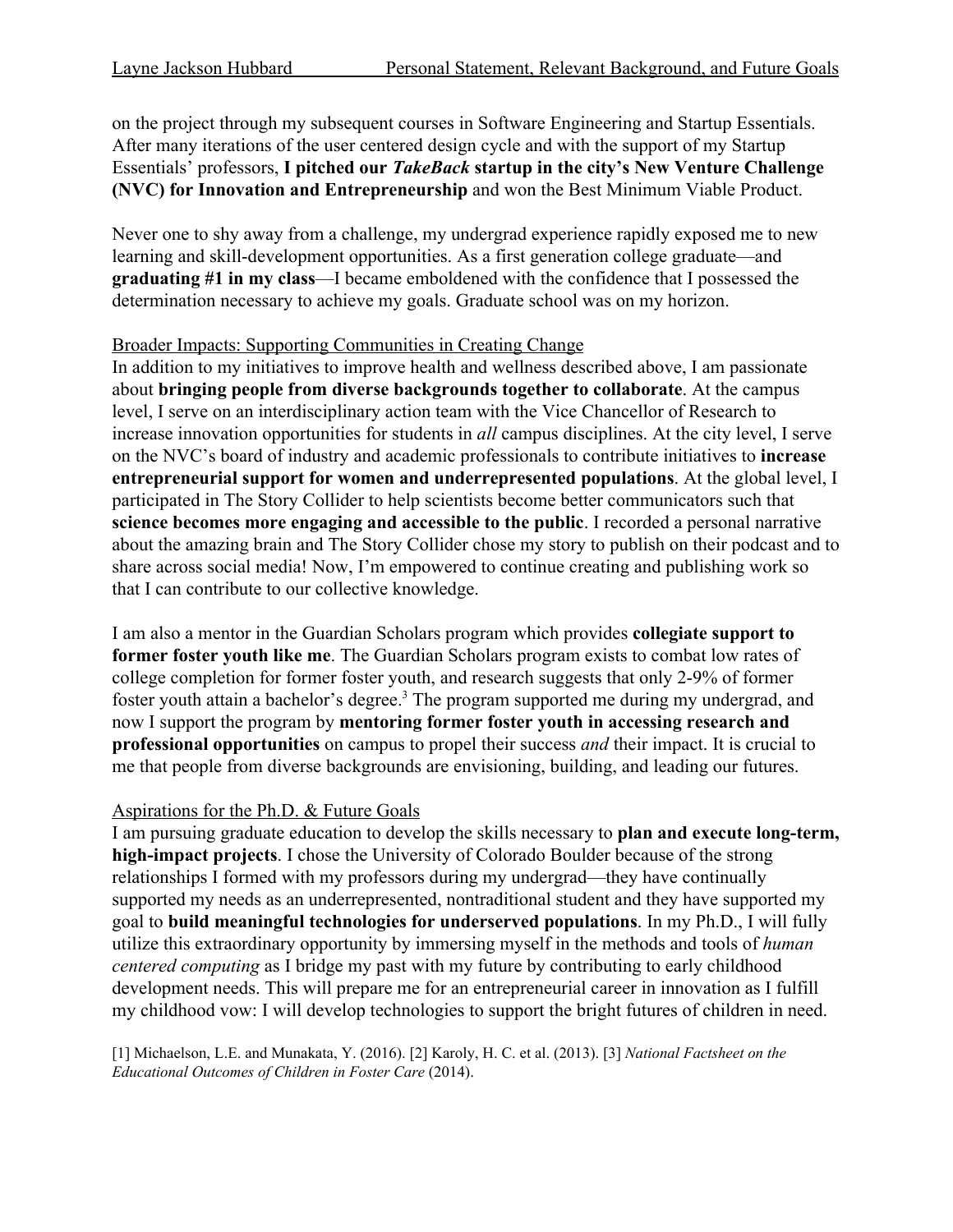on the project through my subsequent courses in Software Engineering and Startup Essentials. After many iterations of the user centered design cycle and with the support of my Startup Essentials' professors, **I pitched our *TakeBack* startup in the city's New Venture Challenge (NVC) for Innovation and Entrepreneurship** and won the Best Minimum Viable Product.

Never one to shy away from a challenge, my undergrad experience rapidly exposed me to new learning and skill-development opportunities. As a first generation college graduate—and **graduating #1 in my class**—I became emboldened with the confidence that I possessed the determination necessary to achieve my goals. Graduate school was on my horizon.

## Broader Impacts: Supporting Communities in Creating Change

In addition to my initiatives to improve health and wellness described above, I am passionate about **bringing people from diverse backgrounds together to collaborate**. At the campus level, I serve on an interdisciplinary action team with the Vice Chancellor of Research to increase innovation opportunities for students in *all* campus disciplines. At the city level, I serve on the NVC's board of industry and academic professionals to contribute initiatives to **increase entrepreneurial support for women and underrepresented populations**. At the global level, I participated in The Story Collider to help scientists become better communicators such that **science becomes more engaging and accessible to the public**. I recorded a personal narrative about the amazing brain and The Story Collider chose my story to publish on their podcast and to share across social media! Now, I'm empowered to continue creating and publishing work so that I can contribute to our collective knowledge.

I am also a mentor in the Guardian Scholars program which provides **collegiate support to former foster youth like me**. The Guardian Scholars program exists to combat low rates of college completion for former foster youth, and research suggests that only 2-9% of former foster youth attain a bachelor's degree.[3] The program supported me during my undergrad, and now I support the program by **mentoring former foster youth in accessing research and professional opportunities** on campus to propel their success *and* their impact. It is crucial to me that people from diverse backgrounds are envisioning, building, and leading our futures.

## Aspirations for the Ph.D. & Future Goals

I am pursuing graduate education to develop the skills necessary to **plan and execute long-term, high-impact projects**. I chose the University of Colorado Boulder because of the strong relationships I formed with my professors during my undergrad—they have continually supported my needs as an underrepresented, nontraditional student and they have supported my goal to **build meaningful technologies for underserved populations**. In my Ph.D., I will fully utilize this extraordinary opportunity by immersing myself in the methods and tools of *human centered computing* as I bridge my past with my future by contributing to early childhood development needs. This will prepare me for an entrepreneurial career in innovation as I fulfill my childhood vow: I will develop technologies to support the bright futures of children in need.

[1] Michaelson, L.E. and Munakata, Y. (2016). [2] Karoly, H. C. et al. (2013). [3] *National Factsheet on the Educational Outcomes of Children in Foster Care* (2014).